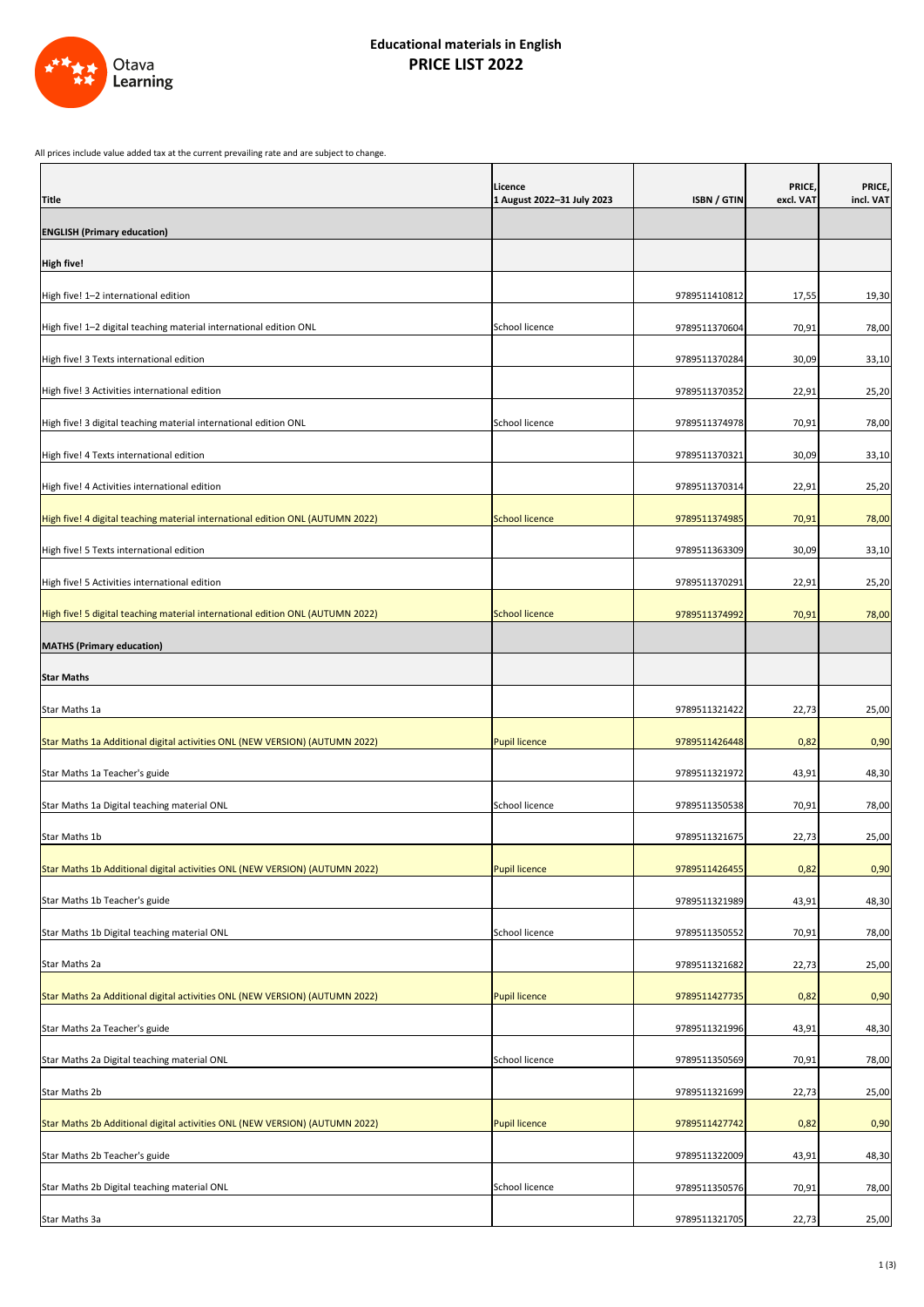# Educational materials in English
## PRICE LIST 2022

All prices include value added tax at the current prevailing rate and are subject to change.

| Title | Licence 1 August 2022–31 July 2023 | ISBN / GTIN | PRICE, excl. VAT | PRICE, incl. VAT |
|---|---|---|---|---|
| **ENGLISH (Primary education)** | | | | |
| **High five!** | | | | |
| High five! 1–2 international edition | | 9789511410812 | 17,55 | 19,30 |
| High five! 1–2 digital teaching material international edition ONL | School licence | 9789511370604 | 70,91 | 78,00 |
| High five! 3 Texts international edition | | 9789511370284 | 30,09 | 33,10 |
| High five! 3 Activities international edition | | 9789511370352 | 22,91 | 25,20 |
| High five! 3 digital teaching material international edition ONL | School licence | 9789511374978 | 70,91 | 78,00 |
| High five! 4 Texts international edition | | 9789511370321 | 30,09 | 33,10 |
| High five! 4 Activities international edition | | 9789511370314 | 22,91 | 25,20 |
| High five! 4 digital teaching material international edition ONL (AUTUMN 2022) | School licence | 9789511374985 | 70,91 | 78,00 |
| High five! 5 Texts international edition | | 9789511363309 | 30,09 | 33,10 |
| High five! 5 Activities international edition | | 9789511370291 | 22,91 | 25,20 |
| High five! 5 digital teaching material international edition ONL (AUTUMN 2022) | School licence | 9789511374992 | 70,91 | 78,00 |
| **MATHS (Primary education)** | | | | |
| **Star Maths** | | | | |
| Star Maths 1a | | 9789511321422 | 22,73 | 25,00 |
| Star Maths 1a Additional digital activities ONL (NEW VERSION) (AUTUMN 2022) | Pupil licence | 9789511426448 | 0,82 | 0,90 |
| Star Maths 1a Teacher's guide | | 9789511321972 | 43,91 | 48,30 |
| Star Maths 1a Digital teaching material ONL | School licence | 9789511350538 | 70,91 | 78,00 |
| Star Maths 1b | | 9789511321675 | 22,73 | 25,00 |
| Star Maths 1b Additional digital activities ONL (NEW VERSION) (AUTUMN 2022) | Pupil licence | 9789511426455 | 0,82 | 0,90 |
| Star Maths 1b Teacher's guide | | 9789511321989 | 43,91 | 48,30 |
| Star Maths 1b Digital teaching material ONL | School licence | 9789511350552 | 70,91 | 78,00 |
| Star Maths 2a | | 9789511321682 | 22,73 | 25,00 |
| Star Maths 2a Additional digital activities ONL (NEW VERSION) (AUTUMN 2022) | Pupil licence | 9789511427735 | 0,82 | 0,90 |
| Star Maths 2a Teacher's guide | | 9789511321996 | 43,91 | 48,30 |
| Star Maths 2a Digital teaching material ONL | School licence | 9789511350569 | 70,91 | 78,00 |
| Star Maths 2b | | 9789511321699 | 22,73 | 25,00 |
| Star Maths 2b Additional digital activities ONL (NEW VERSION) (AUTUMN 2022) | Pupil licence | 9789511427742 | 0,82 | 0,90 |
| Star Maths 2b Teacher's guide | | 9789511322009 | 43,91 | 48,30 |
| Star Maths 2b Digital teaching material ONL | School licence | 9789511350576 | 70,91 | 78,00 |
| Star Maths 3a | | 9789511321705 | 22,73 | 25,00 |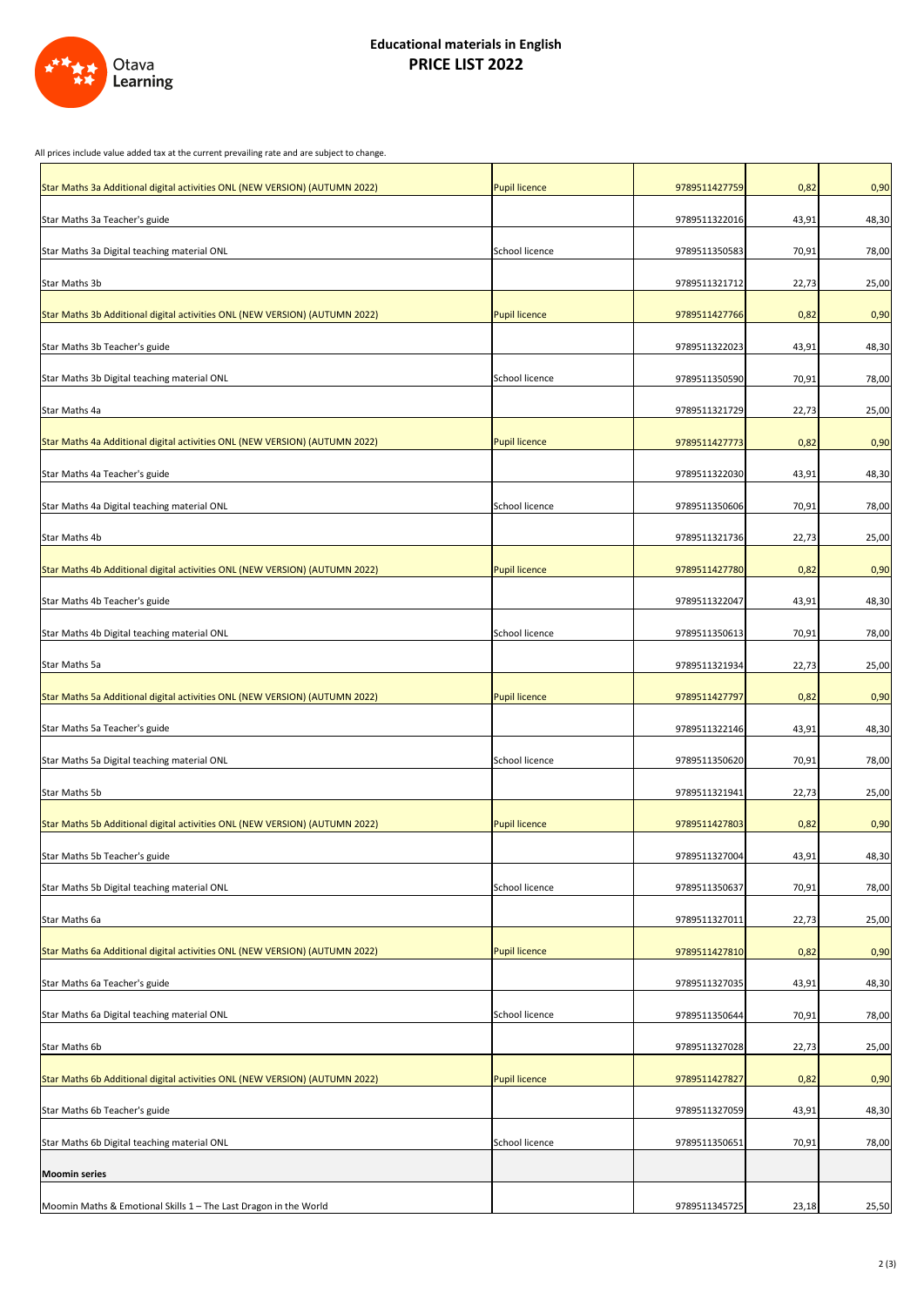# Educational materials in English
## PRICE LIST 2022

All prices include value added tax at the current prevailing rate and are subject to change.

| | | | | |
|---|---|---|---|---|
| Star Maths 3a Additional digital activities ONL (NEW VERSION) (AUTUMN 2022) | Pupil licence | 9789511427759 | 0,82 | 0,90 |
| Star Maths 3a Teacher's guide | | 9789511322016 | 43,91 | 48,30 |
| Star Maths 3a Digital teaching material ONL | School licence | 9789511350583 | 70,91 | 78,00 |
| Star Maths 3b | | 9789511321712 | 22,73 | 25,00 |
| Star Maths 3b Additional digital activities ONL (NEW VERSION) (AUTUMN 2022) | Pupil licence | 9789511427766 | 0,82 | 0,90 |
| Star Maths 3b Teacher's guide | | 9789511322023 | 43,91 | 48,30 |
| Star Maths 3b Digital teaching material ONL | School licence | 9789511350590 | 70,91 | 78,00 |
| Star Maths 4a | | 9789511321729 | 22,73 | 25,00 |
| Star Maths 4a Additional digital activities ONL (NEW VERSION) (AUTUMN 2022) | Pupil licence | 9789511427773 | 0,82 | 0,90 |
| Star Maths 4a Teacher's guide | | 9789511322030 | 43,91 | 48,30 |
| Star Maths 4a Digital teaching material ONL | School licence | 9789511350606 | 70,91 | 78,00 |
| Star Maths 4b | | 9789511321736 | 22,73 | 25,00 |
| Star Maths 4b Additional digital activities ONL (NEW VERSION) (AUTUMN 2022) | Pupil licence | 9789511427780 | 0,82 | 0,90 |
| Star Maths 4b Teacher's guide | | 9789511322047 | 43,91 | 48,30 |
| Star Maths 4b Digital teaching material ONL | School licence | 9789511350613 | 70,91 | 78,00 |
| Star Maths 5a | | 9789511321934 | 22,73 | 25,00 |
| Star Maths 5a Additional digital activities ONL (NEW VERSION) (AUTUMN 2022) | Pupil licence | 9789511427797 | 0,82 | 0,90 |
| Star Maths 5a Teacher's guide | | 9789511322146 | 43,91 | 48,30 |
| Star Maths 5a Digital teaching material ONL | School licence | 9789511350620 | 70,91 | 78,00 |
| Star Maths 5b | | 9789511321941 | 22,73 | 25,00 |
| Star Maths 5b Additional digital activities ONL (NEW VERSION) (AUTUMN 2022) | Pupil licence | 9789511427803 | 0,82 | 0,90 |
| Star Maths 5b Teacher's guide | | 9789511327004 | 43,91 | 48,30 |
| Star Maths 5b Digital teaching material ONL | School licence | 9789511350637 | 70,91 | 78,00 |
| Star Maths 6a | | 9789511327011 | 22,73 | 25,00 |
| Star Maths 6a Additional digital activities ONL (NEW VERSION) (AUTUMN 2022) | Pupil licence | 9789511427810 | 0,82 | 0,90 |
| Star Maths 6a Teacher's guide | | 9789511327035 | 43,91 | 48,30 |
| Star Maths 6a Digital teaching material ONL | School licence | 9789511350644 | 70,91 | 78,00 |
| Star Maths 6b | | 9789511327028 | 22,73 | 25,00 |
| Star Maths 6b Additional digital activities ONL (NEW VERSION) (AUTUMN 2022) | Pupil licence | 9789511427827 | 0,82 | 0,90 |
| Star Maths 6b Teacher's guide | | 9789511327059 | 43,91 | 48,30 |
| Star Maths 6b Digital teaching material ONL | School licence | 9789511350651 | 70,91 | 78,00 |
| **Moomin series** | | | | |
| Moomin Maths & Emotional Skills 1 – The Last Dragon in the World | | 9789511345725 | 23,18 | 25,50 |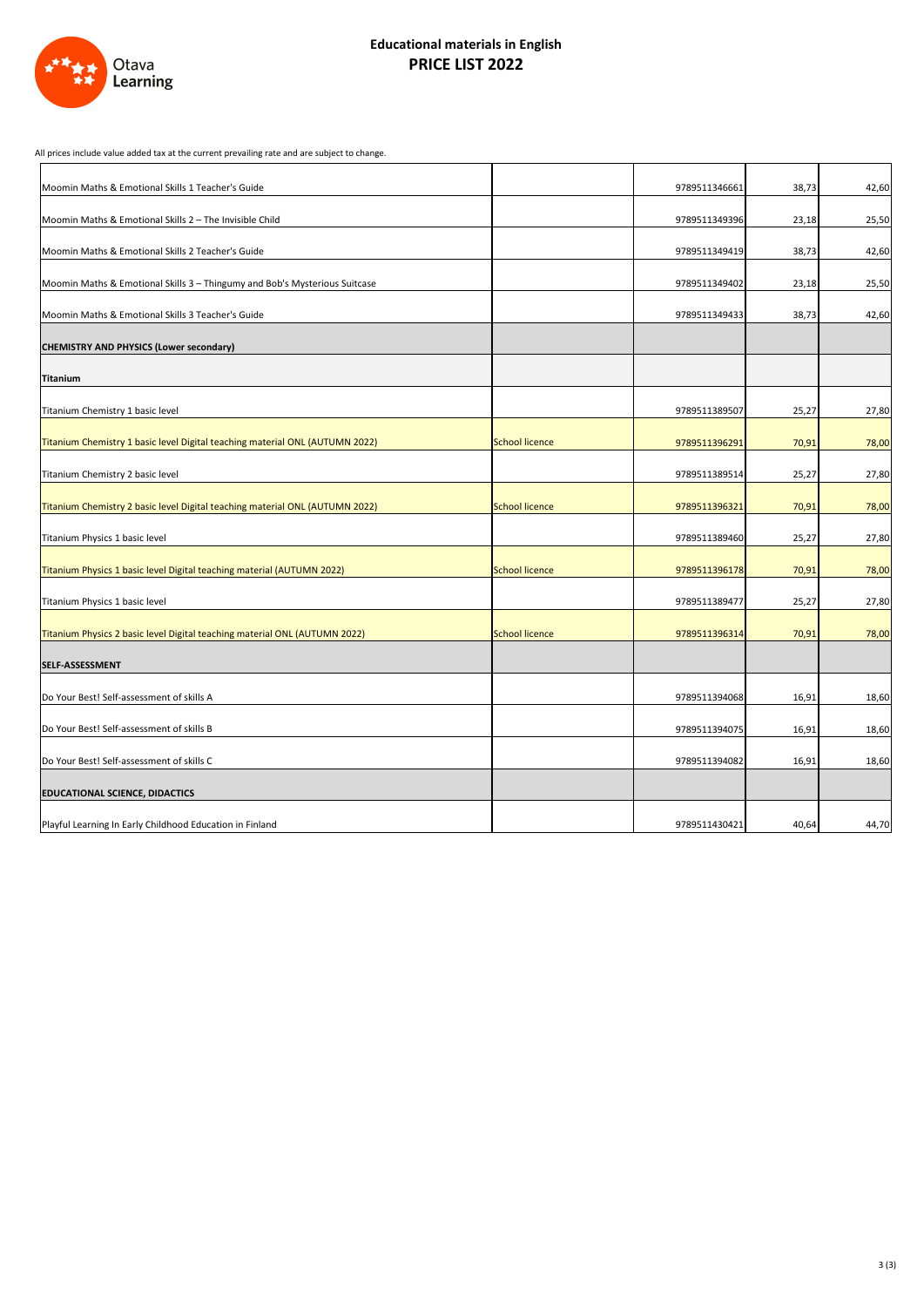# Educational materials in English
## PRICE LIST 2022

All prices include value added tax at the current prevailing rate and are subject to change.

| | | | | |
|---|---|---|---|---|
| Moomin Maths & Emotional Skills 1 Teacher's Guide | | 9789511346661 | 38,73 | 42,60 |
| Moomin Maths & Emotional Skills 2 – The Invisible Child | | 9789511349396 | 23,18 | 25,50 |
| Moomin Maths & Emotional Skills 2 Teacher's Guide | | 9789511349419 | 38,73 | 42,60 |
| Moomin Maths & Emotional Skills 3 – Thingumy and Bob's Mysterious Suitcase | | 9789511349402 | 23,18 | 25,50 |
| Moomin Maths & Emotional Skills 3 Teacher's Guide | | 9789511349433 | 38,73 | 42,60 |
| **CHEMISTRY AND PHYSICS (Lower secondary)** | | | | |
| **Titanium** | | | | |
| Titanium Chemistry 1 basic level | | 9789511389507 | 25,27 | 27,80 |
| Titanium Chemistry 1 basic level Digital teaching material ONL (AUTUMN 2022) | School licence | 9789511396291 | 70,91 | 78,00 |
| Titanium Chemistry 2 basic level | | 9789511389514 | 25,27 | 27,80 |
| Titanium Chemistry 2 basic level Digital teaching material ONL (AUTUMN 2022) | School licence | 9789511396321 | 70,91 | 78,00 |
| Titanium Physics 1 basic level | | 9789511389460 | 25,27 | 27,80 |
| Titanium Physics 1 basic level Digital teaching material (AUTUMN 2022) | School licence | 9789511396178 | 70,91 | 78,00 |
| Titanium Physics 1 basic level | | 9789511389477 | 25,27 | 27,80 |
| Titanium Physics 2 basic level Digital teaching material ONL (AUTUMN 2022) | School licence | 9789511396314 | 70,91 | 78,00 |
| **SELF-ASSESSMENT** | | | | |
| Do Your Best! Self-assessment of skills A | | 9789511394068 | 16,91 | 18,60 |
| Do Your Best! Self-assessment of skills B | | 9789511394075 | 16,91 | 18,60 |
| Do Your Best! Self-assessment of skills C | | 9789511394082 | 16,91 | 18,60 |
| **EDUCATIONAL SCIENCE, DIDACTICS** | | | | |
| Playful Learning In Early Childhood Education in Finland | | 9789511430421 | 40,64 | 44,70 |